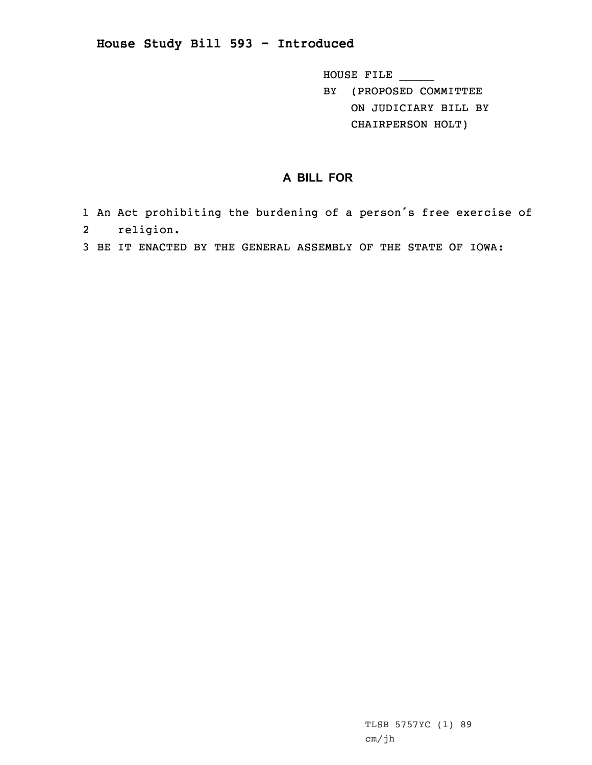# House Study Bill 593 - Introduced

HOUSE FILE _____
BY (PROPOSED COMMITTEE ON JUDICIARY BILL BY CHAIRPERSON HOLT)

## A BILL FOR

1 An Act prohibiting the burdening of a person's free exercise of
2 religion.
3 BE IT ENACTED BY THE GENERAL ASSEMBLY OF THE STATE OF IOWA:

TLSB 5757YC (1) 89
cm/jh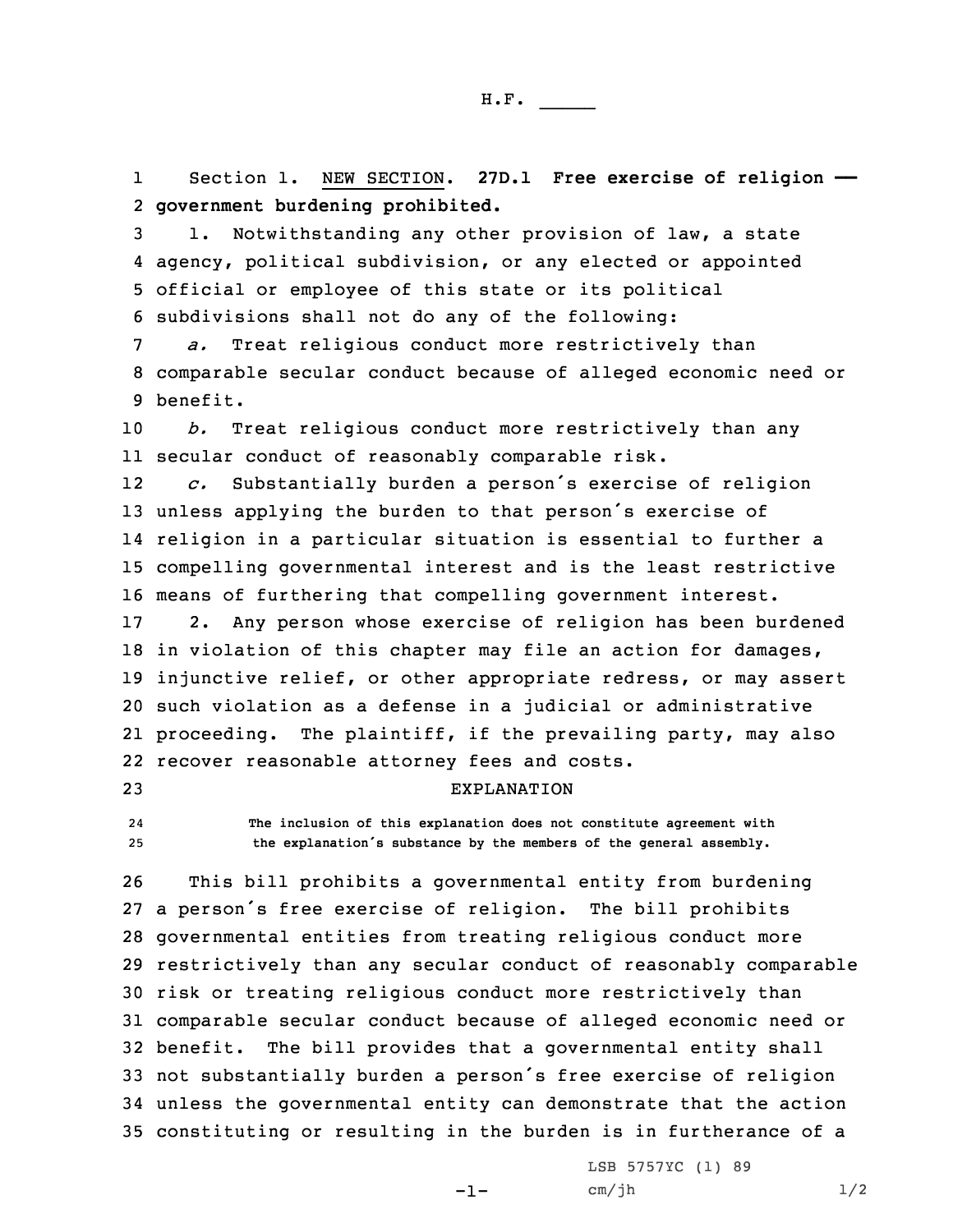H.F. _____

Section 1. NEW SECTION. **27D.1 Free exercise of religion — government burdening prohibited.**

1. Notwithstanding any other provision of law, a state agency, political subdivision, or any elected or appointed official or employee of this state or its political subdivisions shall not do any of the following:

*a.* Treat religious conduct more restrictively than comparable secular conduct because of alleged economic need or benefit.

*b.* Treat religious conduct more restrictively than any secular conduct of reasonably comparable risk.

*c.* Substantially burden a person's exercise of religion unless applying the burden to that person's exercise of religion in a particular situation is essential to further a compelling governmental interest and is the least restrictive means of furthering that compelling government interest.

2. Any person whose exercise of religion has been burdened in violation of this chapter may file an action for damages, injunctive relief, or other appropriate redress, or may assert such violation as a defense in a judicial or administrative proceeding. The plaintiff, if the prevailing party, may also recover reasonable attorney fees and costs.

EXPLANATION

The inclusion of this explanation does not constitute agreement with the explanation's substance by the members of the general assembly.

This bill prohibits a governmental entity from burdening a person's free exercise of religion. The bill prohibits governmental entities from treating religious conduct more restrictively than any secular conduct of reasonably comparable risk or treating religious conduct more restrictively than comparable secular conduct because of alleged economic need or benefit. The bill provides that a governmental entity shall not substantially burden a person's free exercise of religion unless the governmental entity can demonstrate that the action constituting or resulting in the burden is in furtherance of a

LSB 5757YC (1) 89
cm/jh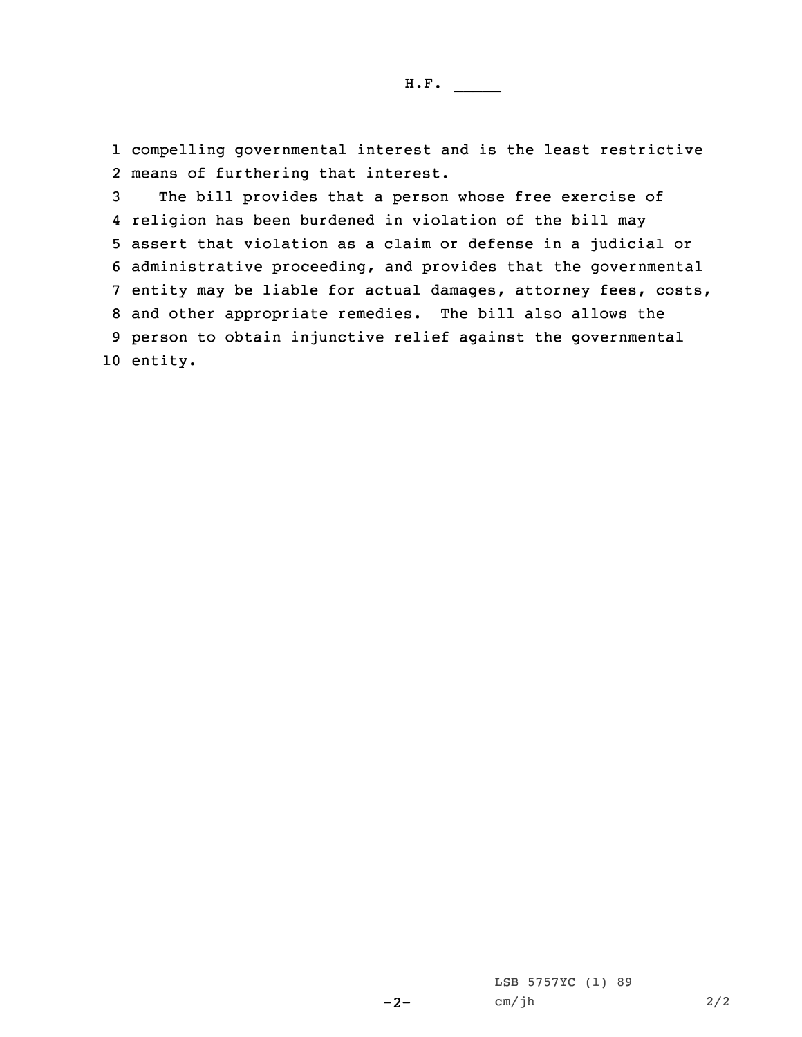compelling governmental interest and is the least restrictive means of furthering that interest.

The bill provides that a person whose free exercise of religion has been burdened in violation of the bill may assert that violation as a claim or defense in a judicial or administrative proceeding, and provides that the governmental entity may be liable for actual damages, attorney fees, costs, and other appropriate remedies. The bill also allows the person to obtain injunctive relief against the governmental entity.